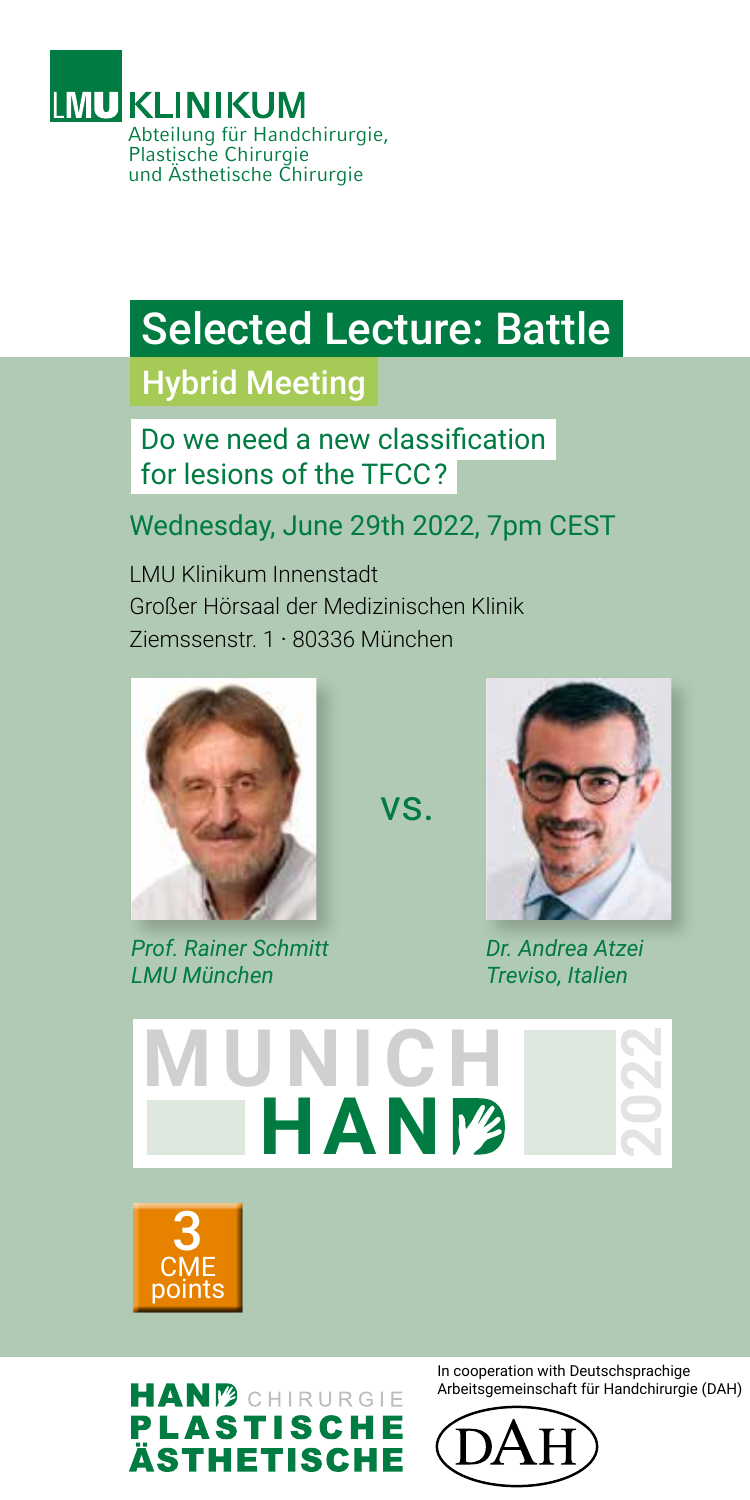**LMU KLINIKUM**
Abteilung für Handchirurgie,
Plastische Chirurgie
und Ästhetische Chirurgie

# Selected Lecture: Battle

## Hybrid Meeting

### Do we need a new classification for lesions of the TFCC?

Wednesday, June 29th 2022, 7pm CEST

LMU Klinikum Innenstadt
Großer Hörsaal der Medizinischen Klinik
Ziemssenstr. 1 · 80336 München

*Prof. Rainer Schmitt*
*LMU München*

vs.

*Dr. Andrea Atzei*
*Treviso, Italien*

MUNICH HAND 2022

3 CME points

HAND CHIRURGIE
PLASTISCHE
ÄSTHETISCHE

In cooperation with Deutschsprachige Arbeitsgemeinschaft für Handchirurgie (DAH)

DAH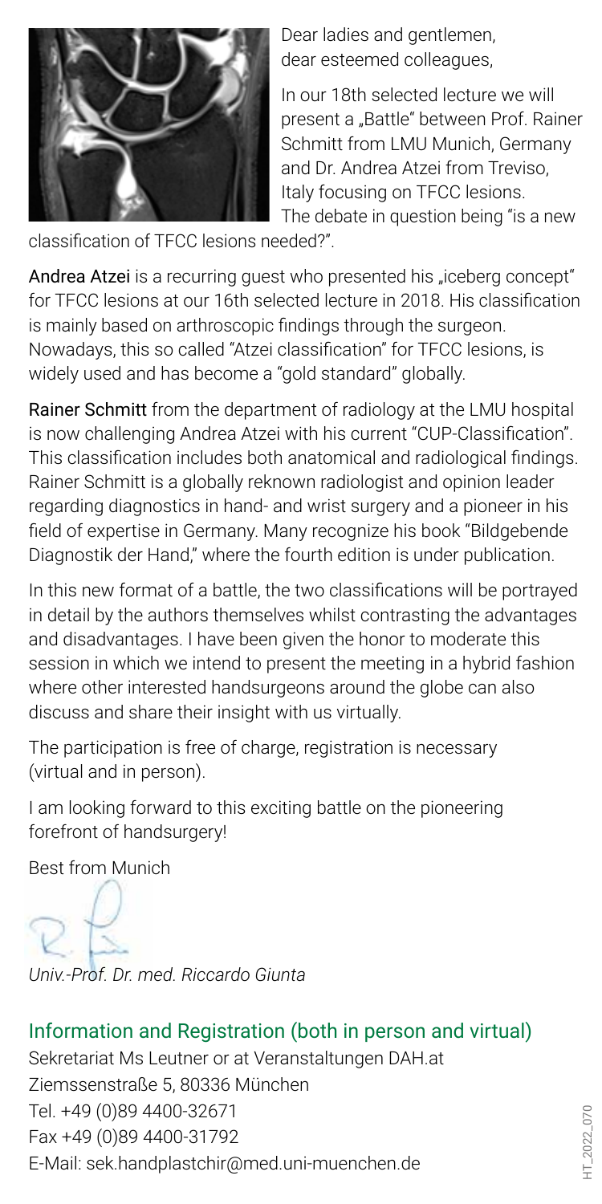Dear ladies and gentlemen,
dear esteemed colleagues,

In our 18th selected lecture we will present a „Battle" between Prof. Rainer Schmitt from LMU Munich, Germany and Dr. Andrea Atzei from Treviso, Italy focusing on TFCC lesions. The debate in question being "is a new classification of TFCC lesions needed?".

**Andrea Atzei** is a recurring guest who presented his „iceberg concept" for TFCC lesions at our 16th selected lecture in 2018. His classification is mainly based on arthroscopic findings through the surgeon. Nowadays, this so called "Atzei classification" for TFCC lesions, is widely used and has become a "gold standard" globally.

**Rainer Schmitt** from the department of radiology at the LMU hospital is now challenging Andrea Atzei with his current "CUP-Classification". This classification includes both anatomical and radiological findings. Rainer Schmitt is a globally reknown radiologist and opinion leader regarding diagnostics in hand- and wrist surgery and a pioneer in his field of expertise in Germany. Many recognize his book "Bildgebende Diagnostik der Hand," where the fourth edition is under publication.

In this new format of a battle, the two classifications will be portrayed in detail by the authors themselves whilst contrasting the advantages and disadvantages. I have been given the honor to moderate this session in which we intend to present the meeting in a hybrid fashion where other interested handsurgeons around the globe can also discuss and share their insight with us virtually.

The participation is free of charge, registration is necessary (virtual and in person).

I am looking forward to this exciting battle on the pioneering forefront of handsurgery!

Best from Munich

*Univ.-Prof. Dr. med. Riccardo Giunta*

## Information and Registration (both in person and virtual)

Sekretariat Ms Leutner or at Veranstaltungen DAH.at
Ziemssenstraße 5, 80336 München
Tel. +49 (0)89 4400-32671
Fax +49 (0)89 4400-31792
E-Mail: sek.handplastchir@med.uni-muenchen.de

HT_2022_070